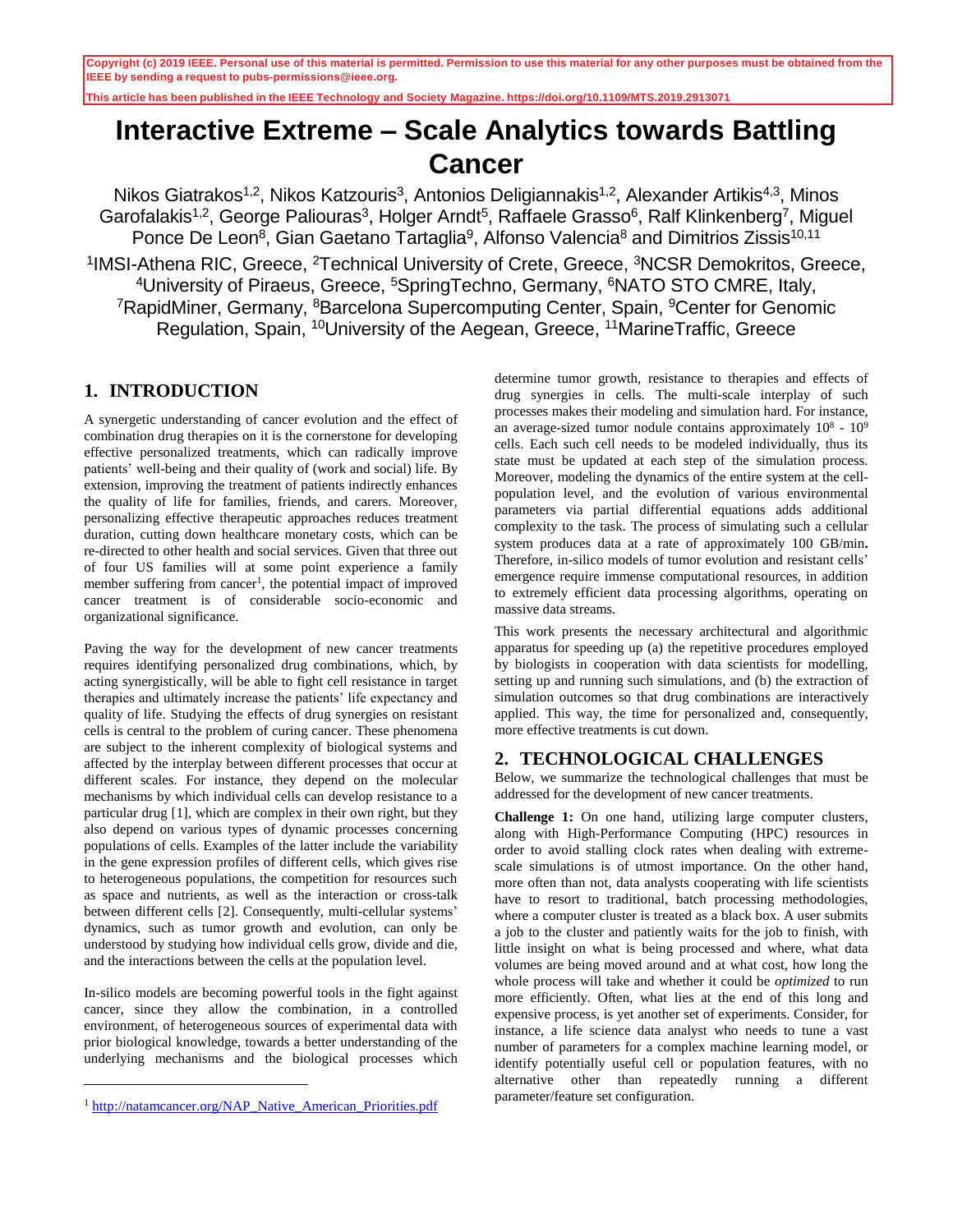Copyright (c) 2019 IEEE. Personal use of this material is permitted. Permission to use this material for any other purposes must be obtained from the IEEE by sending a request to pubs-permissions@ieee.org.

This article has been published in the IEEE Technology and Society Magazine. https://doi.org/10.1109/MTS.2019.2913071

# Interactive Extreme – Scale Analytics towards Battling Cancer

Nikos Giatrakos[1,2], Nikos Katzouris[3], Antonios Deligiannakis[1,2], Alexander Artikis[4,3], Minos Garofalakis[1,2], George Paliouras[3], Holger Arndt[5], Raffaele Grasso[6], Ralf Klinkenberg[7], Miguel Ponce De Leon[8], Gian Gaetano Tartaglia[9], Alfonso Valencia[8] and Dimitrios Zissis[10,11]

[1]IMSI-Athena RIC, Greece, [2]Technical University of Crete, Greece, [3]NCSR Demokritos, Greece, [4]University of Piraeus, Greece, [5]SpringTechno, Germany, [6]NATO STO CMRE, Italy, [7]RapidMiner, Germany, [8]Barcelona Supercomputing Center, Spain, [9]Center for Genomic Regulation, Spain, [10]University of the Aegean, Greece, [11]MarineTraffic, Greece

## 1. INTRODUCTION

A synergetic understanding of cancer evolution and the effect of combination drug therapies on it is the cornerstone for developing effective personalized treatments, which can radically improve patients' well-being and their quality of (work and social) life. By extension, improving the treatment of patients indirectly enhances the quality of life for families, friends, and carers. Moreover, personalizing effective therapeutic approaches reduces treatment duration, cutting down healthcare monetary costs, which can be re-directed to other health and social services. Given that three out of four US families will at some point experience a family member suffering from cancer[1], the potential impact of improved cancer treatment is of considerable socio-economic and organizational significance.

Paving the way for the development of new cancer treatments requires identifying personalized drug combinations, which, by acting synergistically, will be able to fight cell resistance in target therapies and ultimately increase the patients' life expectancy and quality of life. Studying the effects of drug synergies on resistant cells is central to the problem of curing cancer. These phenomena are subject to the inherent complexity of biological systems and affected by the interplay between different processes that occur at different scales. For instance, they depend on the molecular mechanisms by which individual cells can develop resistance to a particular drug [1], which are complex in their own right, but they also depend on various types of dynamic processes concerning populations of cells. Examples of the latter include the variability in the gene expression profiles of different cells, which gives rise to heterogeneous populations, the competition for resources such as space and nutrients, as well as the interaction or cross-talk between different cells [2]. Consequently, multi-cellular systems' dynamics, such as tumor growth and evolution, can only be understood by studying how individual cells grow, divide and die, and the interactions between the cells at the population level.

In-silico models are becoming powerful tools in the fight against cancer, since they allow the combination, in a controlled environment, of heterogeneous sources of experimental data with prior biological knowledge, towards a better understanding of the underlying mechanisms and the biological processes which determine tumor growth, resistance to therapies and effects of drug synergies in cells. The multi-scale interplay of such processes makes their modeling and simulation hard. For instance, an average-sized tumor nodule contains approximately $10^8$ - $10^9$ cells. Each such cell needs to be modeled individually, thus its state must be updated at each step of the simulation process. Moreover, modeling the dynamics of the entire system at the cell-population level, and the evolution of various environmental parameters via partial differential equations adds additional complexity to the task. The process of simulating such a cellular system produces data at a rate of approximately 100 GB/min**.** Therefore, in-silico models of tumor evolution and resistant cells' emergence require immense computational resources, in addition to extremely efficient data processing algorithms, operating on massive data streams.

This work presents the necessary architectural and algorithmic apparatus for speeding up (a) the repetitive procedures employed by biologists in cooperation with data scientists for modelling, setting up and running such simulations, and (b) the extraction of simulation outcomes so that drug combinations are interactively applied. This way, the time for personalized and, consequently, more effective treatments is cut down.

## 2. TECHNOLOGICAL CHALLENGES

Below, we summarize the technological challenges that must be addressed for the development of new cancer treatments.

**Challenge 1:** On one hand, utilizing large computer clusters, along with High-Performance Computing (HPC) resources in order to avoid stalling clock rates when dealing with extreme-scale simulations is of utmost importance. On the other hand, more often than not, data analysts cooperating with life scientists have to resort to traditional, batch processing methodologies, where a computer cluster is treated as a black box. A user submits a job to the cluster and patiently waits for the job to finish, with little insight on what is being processed and where, what data volumes are being moved around and at what cost, how long the whole process will take and whether it could be *optimized* to run more efficiently. Often, what lies at the end of this long and expensive process, is yet another set of experiments. Consider, for instance, a life science data analyst who needs to tune a vast number of parameters for a complex machine learning model, or identify potentially useful cell or population features, with no alternative other than repeatedly running a different parameter/feature set configuration.

[1] http://natamcancer.org/NAP_Native_American_Priorities.pdf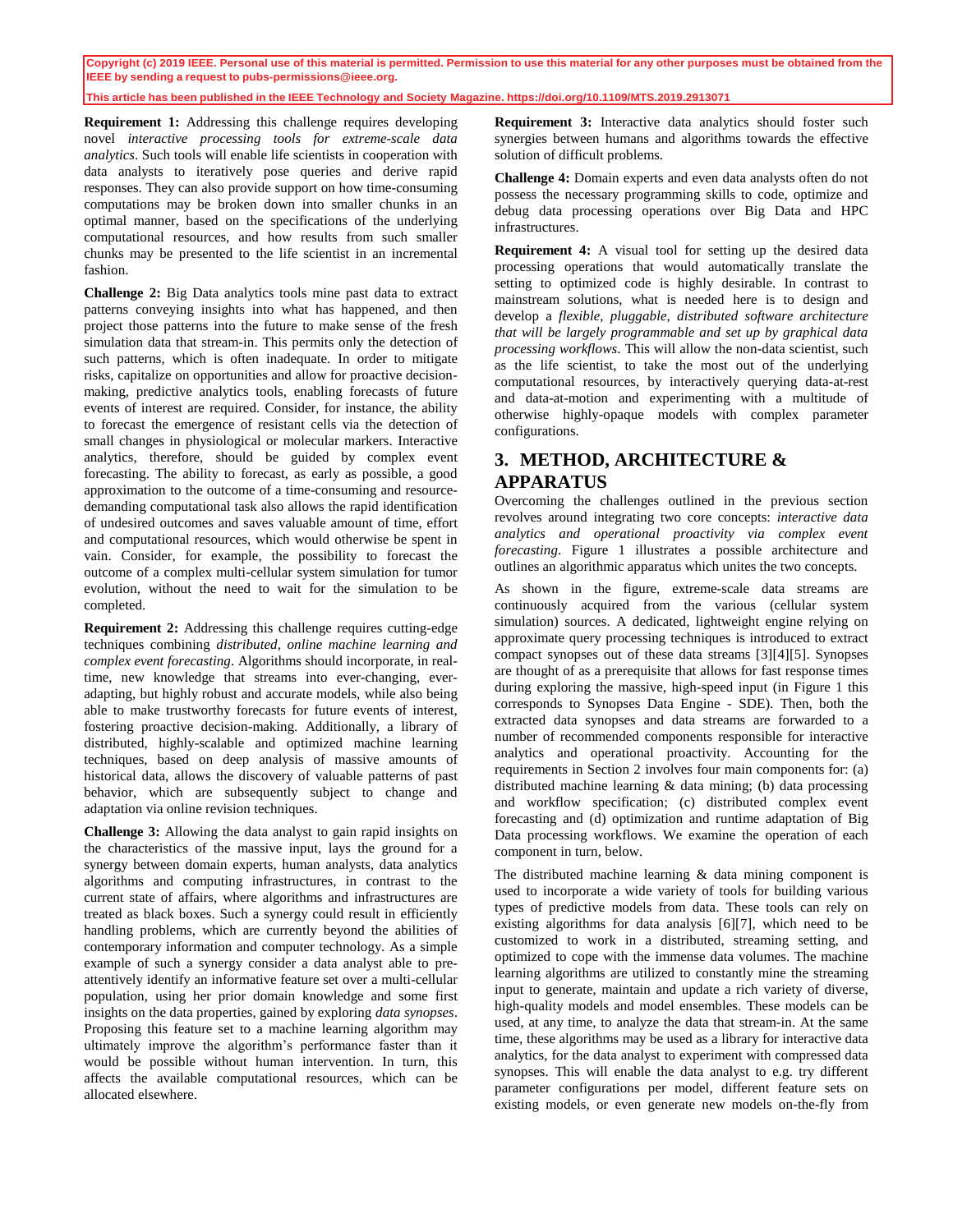**Requirement 1:** Addressing this challenge requires developing novel *interactive processing tools for extreme-scale data analytics*. Such tools will enable life scientists in cooperation with data analysts to iteratively pose queries and derive rapid responses. They can also provide support on how time-consuming computations may be broken down into smaller chunks in an optimal manner, based on the specifications of the underlying computational resources, and how results from such smaller chunks may be presented to the life scientist in an incremental fashion.

**Challenge 2:** Big Data analytics tools mine past data to extract patterns conveying insights into what has happened, and then project those patterns into the future to make sense of the fresh simulation data that stream-in. This permits only the detection of such patterns, which is often inadequate. In order to mitigate risks, capitalize on opportunities and allow for proactive decision-making, predictive analytics tools, enabling forecasts of future events of interest are required. Consider, for instance, the ability to forecast the emergence of resistant cells via the detection of small changes in physiological or molecular markers. Interactive analytics, therefore, should be guided by complex event forecasting. The ability to forecast, as early as possible, a good approximation to the outcome of a time-consuming and resource-demanding computational task also allows the rapid identification of undesired outcomes and saves valuable amount of time, effort and computational resources, which would otherwise be spent in vain. Consider, for example, the possibility to forecast the outcome of a complex multi-cellular system simulation for tumor evolution, without the need to wait for the simulation to be completed.

**Requirement 2:** Addressing this challenge requires cutting-edge techniques combining *distributed, online machine learning and complex event forecasting*. Algorithms should incorporate, in real-time, new knowledge that streams into ever-changing, ever-adapting, but highly robust and accurate models, while also being able to make trustworthy forecasts for future events of interest, fostering proactive decision-making. Additionally, a library of distributed, highly-scalable and optimized machine learning techniques, based on deep analysis of massive amounts of historical data, allows the discovery of valuable patterns of past behavior, which are subsequently subject to change and adaptation via online revision techniques.

**Challenge 3:** Allowing the data analyst to gain rapid insights on the characteristics of the massive input, lays the ground for a synergy between domain experts, human analysts, data analytics algorithms and computing infrastructures, in contrast to the current state of affairs, where algorithms and infrastructures are treated as black boxes. Such a synergy could result in efficiently handling problems, which are currently beyond the abilities of contemporary information and computer technology. As a simple example of such a synergy consider a data analyst able to pre-attentively identify an informative feature set over a multi-cellular population, using her prior domain knowledge and some first insights on the data properties, gained by exploring *data synopses*. Proposing this feature set to a machine learning algorithm may ultimately improve the algorithm's performance faster than it would be possible without human intervention. In turn, this affects the available computational resources, which can be allocated elsewhere.

**Requirement 3:** Interactive data analytics should foster such synergies between humans and algorithms towards the effective solution of difficult problems.

**Challenge 4:** Domain experts and even data analysts often do not possess the necessary programming skills to code, optimize and debug data processing operations over Big Data and HPC infrastructures.

**Requirement 4:** A visual tool for setting up the desired data processing operations that would automatically translate the setting to optimized code is highly desirable. In contrast to mainstream solutions, what is needed here is to design and develop a *flexible, pluggable, distributed software architecture that will be largely programmable and set up by graphical data processing workflows*. This will allow the non-data scientist, such as the life scientist, to take the most out of the underlying computational resources, by interactively querying data-at-rest and data-at-motion and experimenting with a multitude of otherwise highly-opaque models with complex parameter configurations.

## 3. METHOD, ARCHITECTURE & APPARATUS

Overcoming the challenges outlined in the previous section revolves around integrating two core concepts: *interactive data analytics and operational proactivity via complex event forecasting*. Figure 1 illustrates a possible architecture and outlines an algorithmic apparatus which unites the two concepts.

As shown in the figure, extreme-scale data streams are continuously acquired from the various (cellular system simulation) sources. A dedicated, lightweight engine relying on approximate query processing techniques is introduced to extract compact synopses out of these data streams [3][4][5]. Synopses are thought of as a prerequisite that allows for fast response times during exploring the massive, high-speed input (in Figure 1 this corresponds to Synopses Data Engine - SDE). Then, both the extracted data synopses and data streams are forwarded to a number of recommended components responsible for interactive analytics and operational proactivity. Accounting for the requirements in Section 2 involves four main components for: (a) distributed machine learning & data mining; (b) data processing and workflow specification; (c) distributed complex event forecasting and (d) optimization and runtime adaptation of Big Data processing workflows. We examine the operation of each component in turn, below.

The distributed machine learning & data mining component is used to incorporate a wide variety of tools for building various types of predictive models from data. These tools can rely on existing algorithms for data analysis [6][7], which need to be customized to work in a distributed, streaming setting, and optimized to cope with the immense data volumes. The machine learning algorithms are utilized to constantly mine the streaming input to generate, maintain and update a rich variety of diverse, high-quality models and model ensembles. These models can be used, at any time, to analyze the data that stream-in. At the same time, these algorithms may be used as a library for interactive data analytics, for the data analyst to experiment with compressed data synopses. This will enable the data analyst to e.g. try different parameter configurations per model, different feature sets on existing models, or even generate new models on-the-fly from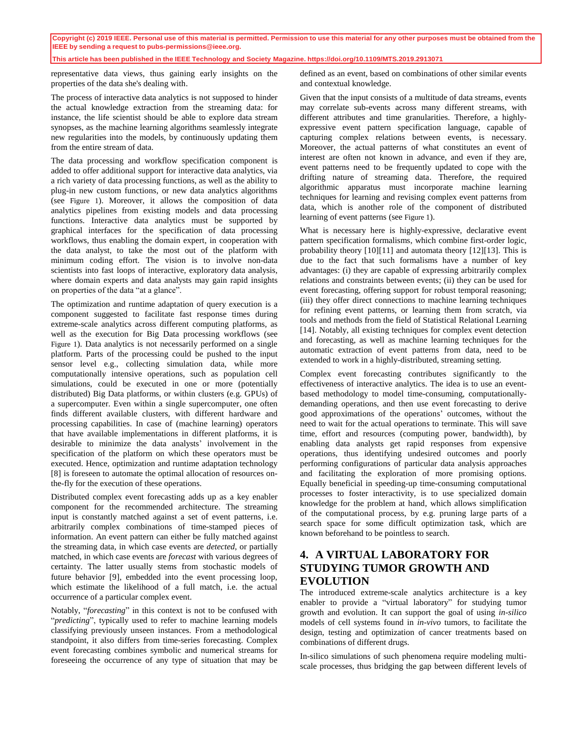representative data views, thus gaining early insights on the properties of the data she's dealing with.

The process of interactive data analytics is not supposed to hinder the actual knowledge extraction from the streaming data: for instance, the life scientist should be able to explore data stream synopses, as the machine learning algorithms seamlessly integrate new regularities into the models, by continuously updating them from the entire stream of data.

The data processing and workflow specification component is added to offer additional support for interactive data analytics, via a rich variety of data processing functions, as well as the ability to plug-in new custom functions, or new data analytics algorithms (see Figure 1). Moreover, it allows the composition of data analytics pipelines from existing models and data processing functions. Interactive data analytics must be supported by graphical interfaces for the specification of data processing workflows, thus enabling the domain expert, in cooperation with the data analyst, to take the most out of the platform with minimum coding effort. The vision is to involve non-data scientists into fast loops of interactive, exploratory data analysis, where domain experts and data analysts may gain rapid insights on properties of the data "at a glance".

The optimization and runtime adaptation of query execution is a component suggested to facilitate fast response times during extreme-scale analytics across different computing platforms, as well as the execution for Big Data processing workflows (see Figure 1). Data analytics is not necessarily performed on a single platform. Parts of the processing could be pushed to the input sensor level e.g., collecting simulation data, while more computationally intensive operations, such as population cell simulations, could be executed in one or more (potentially distributed) Big Data platforms, or within clusters (e.g. GPUs) of a supercomputer. Even within a single supercomputer, one often finds different available clusters, with different hardware and processing capabilities. In case of (machine learning) operators that have available implementations in different platforms, it is desirable to minimize the data analysts' involvement in the specification of the platform on which these operators must be executed. Hence, optimization and runtime adaptation technology [8] is foreseen to automate the optimal allocation of resources on-the-fly for the execution of these operations.

Distributed complex event forecasting adds up as a key enabler component for the recommended architecture. The streaming input is constantly matched against a set of event patterns, i.e. arbitrarily complex combinations of time-stamped pieces of information. An event pattern can either be fully matched against the streaming data, in which case events are *detected*, or partially matched, in which case events are *forecast* with various degrees of certainty. The latter usually stems from stochastic models of future behavior [9], embedded into the event processing loop, which estimate the likelihood of a full match, i.e. the actual occurrence of a particular complex event.

Notably, "*forecasting*" in this context is not to be confused with "*predicting*", typically used to refer to machine learning models classifying previously unseen instances. From a methodological standpoint, it also differs from time-series forecasting. Complex event forecasting combines symbolic and numerical streams for foreseeing the occurrence of any type of situation that may be defined as an event, based on combinations of other similar events and contextual knowledge.

Given that the input consists of a multitude of data streams, events may correlate sub-events across many different streams, with different attributes and time granularities. Therefore, a highly-expressive event pattern specification language, capable of capturing complex relations between events, is necessary. Moreover, the actual patterns of what constitutes an event of interest are often not known in advance, and even if they are, event patterns need to be frequently updated to cope with the drifting nature of streaming data. Therefore, the required algorithmic apparatus must incorporate machine learning techniques for learning and revising complex event patterns from data, which is another role of the component of distributed learning of event patterns (see Figure 1).

What is necessary here is highly-expressive, declarative event pattern specification formalisms, which combine first-order logic, probability theory [10][11] and automata theory [12][13]. This is due to the fact that such formalisms have a number of key advantages: (i) they are capable of expressing arbitrarily complex relations and constraints between events; (ii) they can be used for event forecasting, offering support for robust temporal reasoning; (iii) they offer direct connections to machine learning techniques for refining event patterns, or learning them from scratch, via tools and methods from the field of Statistical Relational Learning [14]. Notably, all existing techniques for complex event detection and forecasting, as well as machine learning techniques for the automatic extraction of event patterns from data, need to be extended to work in a highly-distributed, streaming setting.

Complex event forecasting contributes significantly to the effectiveness of interactive analytics. The idea is to use an event-based methodology to model time-consuming, computationally-demanding operations, and then use event forecasting to derive good approximations of the operations' outcomes, without the need to wait for the actual operations to terminate. This will save time, effort and resources (computing power, bandwidth), by enabling data analysts get rapid responses from expensive operations, thus identifying undesired outcomes and poorly performing configurations of particular data analysis approaches and facilitating the exploration of more promising options. Equally beneficial in speeding-up time-consuming computational processes to foster interactivity, is to use specialized domain knowledge for the problem at hand, which allows simplification of the computational process, by e.g. pruning large parts of a search space for some difficult optimization task, which are known beforehand to be pointless to search.

## 4. A VIRTUAL LABORATORY FOR STUDYING TUMOR GROWTH AND EVOLUTION

The introduced extreme-scale analytics architecture is a key enabler to provide a "virtual laboratory" for studying tumor growth and evolution. It can support the goal of using *in-silico* models of cell systems found in *in-vivo* tumors, to facilitate the design, testing and optimization of cancer treatments based on combinations of different drugs.

In-silico simulations of such phenomena require modeling multi-scale processes, thus bridging the gap between different levels of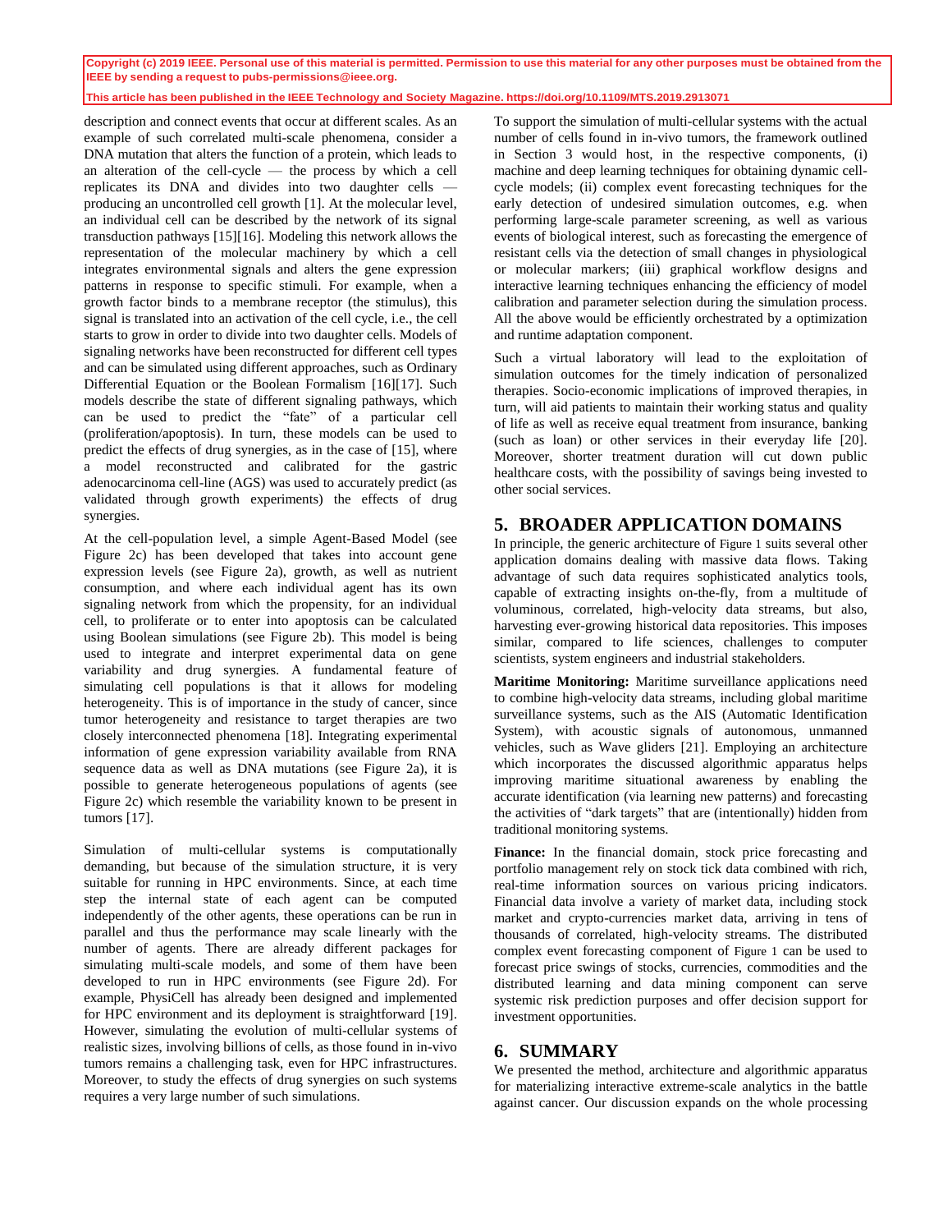description and connect events that occur at different scales. As an example of such correlated multi-scale phenomena, consider a DNA mutation that alters the function of a protein, which leads to an alteration of the cell-cycle — the process by which a cell replicates its DNA and divides into two daughter cells — producing an uncontrolled cell growth [1]. At the molecular level, an individual cell can be described by the network of its signal transduction pathways [15][16]. Modeling this network allows the representation of the molecular machinery by which a cell integrates environmental signals and alters the gene expression patterns in response to specific stimuli. For example, when a growth factor binds to a membrane receptor (the stimulus), this signal is translated into an activation of the cell cycle, i.e., the cell starts to grow in order to divide into two daughter cells. Models of signaling networks have been reconstructed for different cell types and can be simulated using different approaches, such as Ordinary Differential Equation or the Boolean Formalism [16][17]. Such models describe the state of different signaling pathways, which can be used to predict the "fate" of a particular cell (proliferation/apoptosis). In turn, these models can be used to predict the effects of drug synergies, as in the case of [15], where a model reconstructed and calibrated for the gastric adenocarcinoma cell-line (AGS) was used to accurately predict (as validated through growth experiments) the effects of drug synergies.

At the cell-population level, a simple Agent-Based Model (see Figure 2c) has been developed that takes into account gene expression levels (see Figure 2a), growth, as well as nutrient consumption, and where each individual agent has its own signaling network from which the propensity, for an individual cell, to proliferate or to enter into apoptosis can be calculated using Boolean simulations (see Figure 2b). This model is being used to integrate and interpret experimental data on gene variability and drug synergies. A fundamental feature of simulating cell populations is that it allows for modeling heterogeneity. This is of importance in the study of cancer, since tumor heterogeneity and resistance to target therapies are two closely interconnected phenomena [18]. Integrating experimental information of gene expression variability available from RNA sequence data as well as DNA mutations (see Figure 2a), it is possible to generate heterogeneous populations of agents (see Figure 2c) which resemble the variability known to be present in tumors [17].

Simulation of multi-cellular systems is computationally demanding, but because of the simulation structure, it is very suitable for running in HPC environments. Since, at each time step the internal state of each agent can be computed independently of the other agents, these operations can be run in parallel and thus the performance may scale linearly with the number of agents. There are already different packages for simulating multi-scale models, and some of them have been developed to run in HPC environments (see Figure 2d). For example, PhysiCell has already been designed and implemented for HPC environment and its deployment is straightforward [19]. However, simulating the evolution of multi-cellular systems of realistic sizes, involving billions of cells, as those found in in-vivo tumors remains a challenging task, even for HPC infrastructures. Moreover, to study the effects of drug synergies on such systems requires a very large number of such simulations.

To support the simulation of multi-cellular systems with the actual number of cells found in in-vivo tumors, the framework outlined in Section 3 would host, in the respective components, (i) machine and deep learning techniques for obtaining dynamic cell-cycle models; (ii) complex event forecasting techniques for the early detection of undesired simulation outcomes, e.g. when performing large-scale parameter screening, as well as various events of biological interest, such as forecasting the emergence of resistant cells via the detection of small changes in physiological or molecular markers; (iii) graphical workflow designs and interactive learning techniques enhancing the efficiency of model calibration and parameter selection during the simulation process. All the above would be efficiently orchestrated by a optimization and runtime adaptation component.

Such a virtual laboratory will lead to the exploitation of simulation outcomes for the timely indication of personalized therapies. Socio-economic implications of improved therapies, in turn, will aid patients to maintain their working status and quality of life as well as receive equal treatment from insurance, banking (such as loan) or other services in their everyday life [20]. Moreover, shorter treatment duration will cut down public healthcare costs, with the possibility of savings being invested to other social services.

## 5. BROADER APPLICATION DOMAINS

In principle, the generic architecture of Figure 1 suits several other application domains dealing with massive data flows. Taking advantage of such data requires sophisticated analytics tools, capable of extracting insights on-the-fly, from a multitude of voluminous, correlated, high-velocity data streams, but also, harvesting ever-growing historical data repositories. This imposes similar, compared to life sciences, challenges to computer scientists, system engineers and industrial stakeholders.

**Maritime Monitoring:** Maritime surveillance applications need to combine high-velocity data streams, including global maritime surveillance systems, such as the AIS (Automatic Identification System), with acoustic signals of autonomous, unmanned vehicles, such as Wave gliders [21]. Employing an architecture which incorporates the discussed algorithmic apparatus helps improving maritime situational awareness by enabling the accurate identification (via learning new patterns) and forecasting the activities of "dark targets" that are (intentionally) hidden from traditional monitoring systems.

**Finance:** In the financial domain, stock price forecasting and portfolio management rely on stock tick data combined with rich, real-time information sources on various pricing indicators. Financial data involve a variety of market data, including stock market and crypto-currencies market data, arriving in tens of thousands of correlated, high-velocity streams. The distributed complex event forecasting component of Figure 1 can be used to forecast price swings of stocks, currencies, commodities and the distributed learning and data mining component can serve systemic risk prediction purposes and offer decision support for investment opportunities.

## 6. SUMMARY

We presented the method, architecture and algorithmic apparatus for materializing interactive extreme-scale analytics in the battle against cancer. Our discussion expands on the whole processing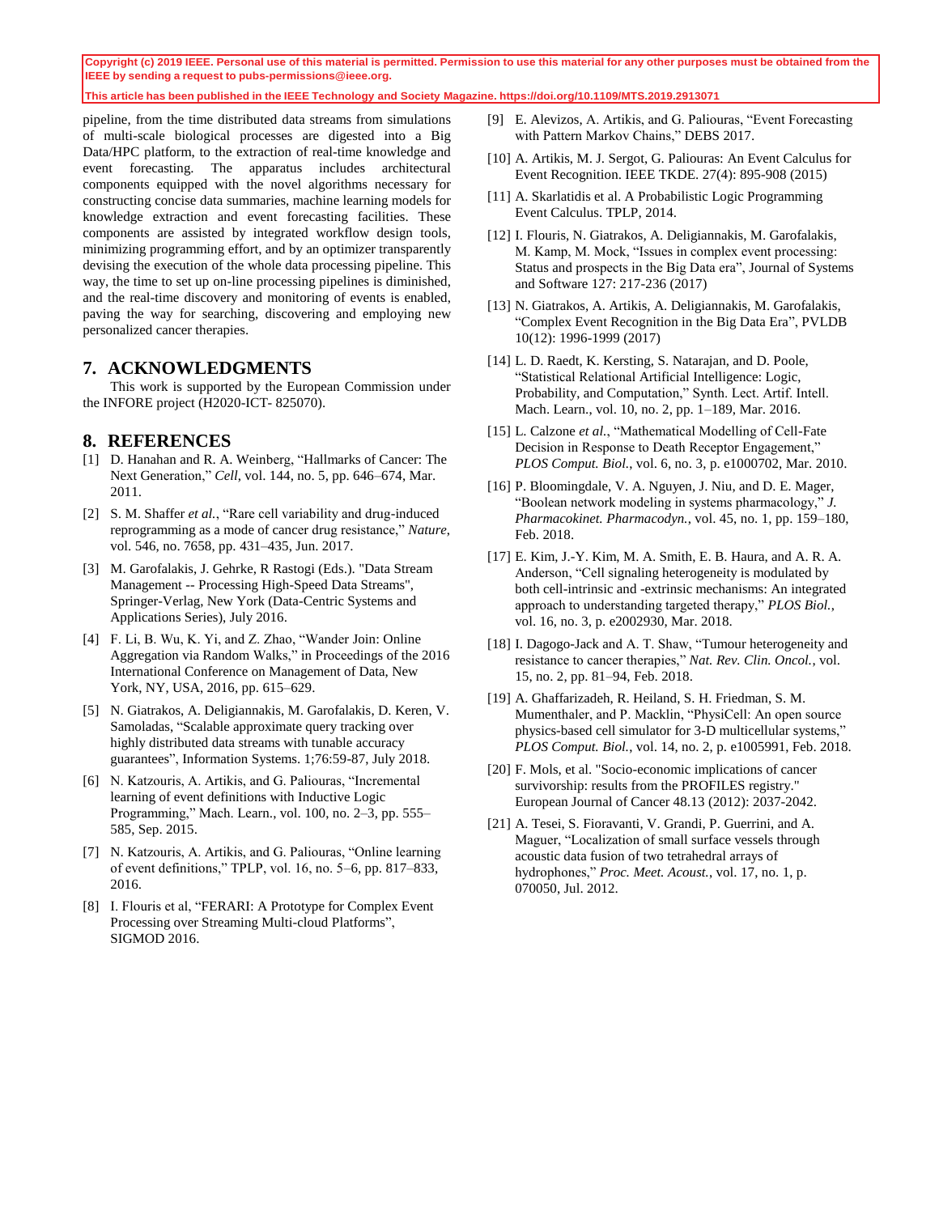pipeline, from the time distributed data streams from simulations of multi-scale biological processes are digested into a Big Data/HPC platform, to the extraction of real-time knowledge and event forecasting. The apparatus includes architectural components equipped with the novel algorithms necessary for constructing concise data summaries, machine learning models for knowledge extraction and event forecasting facilities. These components are assisted by integrated workflow design tools, minimizing programming effort, and by an optimizer transparently devising the execution of the whole data processing pipeline. This way, the time to set up on-line processing pipelines is diminished, and the real-time discovery and monitoring of events is enabled, paving the way for searching, discovering and employing new personalized cancer therapies.

## 7. ACKNOWLEDGMENTS

This work is supported by the European Commission under the INFORE project (H2020-ICT- 825070).

## 8. REFERENCES

[1] D. Hanahan and R. A. Weinberg, "Hallmarks of Cancer: The Next Generation," *Cell*, vol. 144, no. 5, pp. 646–674, Mar. 2011.

[2] S. M. Shaffer *et al.*, "Rare cell variability and drug-induced reprogramming as a mode of cancer drug resistance," *Nature*, vol. 546, no. 7658, pp. 431–435, Jun. 2017.

[3] M. Garofalakis, J. Gehrke, R Rastogi (Eds.). "Data Stream Management -- Processing High-Speed Data Streams", Springer-Verlag, New York (Data-Centric Systems and Applications Series), July 2016.

[4] F. Li, B. Wu, K. Yi, and Z. Zhao, "Wander Join: Online Aggregation via Random Walks," in Proceedings of the 2016 International Conference on Management of Data, New York, NY, USA, 2016, pp. 615–629.

[5] N. Giatrakos, A. Deligiannakis, M. Garofalakis, D. Keren, V. Samoladas, "Scalable approximate query tracking over highly distributed data streams with tunable accuracy guarantees", Information Systems. 1;76:59-87, July 2018.

[6] N. Katzouris, A. Artikis, and G. Paliouras, "Incremental learning of event definitions with Inductive Logic Programming," Mach. Learn., vol. 100, no. 2–3, pp. 555–585, Sep. 2015.

[7] N. Katzouris, A. Artikis, and G. Paliouras, "Online learning of event definitions," TPLP, vol. 16, no. 5–6, pp. 817–833, 2016.

[8] I. Flouris et al, "FERARI: A Prototype for Complex Event Processing over Streaming Multi-cloud Platforms", SIGMOD 2016.

[9] E. Alevizos, A. Artikis, and G. Paliouras, "Event Forecasting with Pattern Markov Chains," DEBS 2017.

[10] A. Artikis, M. J. Sergot, G. Paliouras, "An Event Calculus for Event Recognition. IEEE TKDE. 27(4): 895-908 (2015)

[11] A. Skarlatidis et al. A Probabilistic Logic Programming Event Calculus. TPLP, 2014.

[12] I. Flouris, N. Giatrakos, A. Deligiannakis, M. Garofalakis, M. Kamp, M. Mock, "Issues in complex event processing: Status and prospects in the Big Data era", Journal of Systems and Software 127: 217-236 (2017)

[13] N. Giatrakos, A. Artikis, A. Deligiannakis, M. Garofalakis, "Complex Event Recognition in the Big Data Era", PVLDB 10(12): 1996-1999 (2017)

[14] L. D. Raedt, K. Kersting, S. Natarajan, and D. Poole, "Statistical Relational Artificial Intelligence: Logic, Probability, and Computation," Synth. Lect. Artif. Intell. Mach. Learn., vol. 10, no. 2, pp. 1–189, Mar. 2016.

[15] L. Calzone *et al.*, "Mathematical Modelling of Cell-Fate Decision in Response to Death Receptor Engagement," *PLOS Comput. Biol.*, vol. 6, no. 3, p. e1000702, Mar. 2010.

[16] P. Bloomingdale, V. A. Nguyen, J. Niu, and D. E. Mager, "Boolean network modeling in systems pharmacology," *J. Pharmacokinet. Pharmacodyn.*, vol. 45, no. 1, pp. 159–180, Feb. 2018.

[17] E. Kim, J.-Y. Kim, M. A. Smith, E. B. Haura, and A. R. A. Anderson, "Cell signaling heterogeneity is modulated by both cell-intrinsic and -extrinsic mechanisms: An integrated approach to understanding targeted therapy," *PLOS Biol.*, vol. 16, no. 3, p. e2002930, Mar. 2018.

[18] I. Dagogo-Jack and A. T. Shaw, "Tumour heterogeneity and resistance to cancer therapies," *Nat. Rev. Clin. Oncol.*, vol. 15, no. 2, pp. 81–94, Feb. 2018.

[19] A. Ghaffarizadeh, R. Heiland, S. H. Friedman, S. M. Mumenthaler, and P. Macklin, "PhysiCell: An open source physics-based cell simulator for 3-D multicellular systems," *PLOS Comput. Biol.*, vol. 14, no. 2, p. e1005991, Feb. 2018.

[20] F. Mols, et al. "Socio-economic implications of cancer survivorship: results from the PROFILES registry." European Journal of Cancer 48.13 (2012): 2037-2042.

[21] A. Tesei, S. Fioravanti, V. Grandi, P. Guerrini, and A. Maguer, "Localization of small surface vessels through acoustic data fusion of two tetrahedral arrays of hydrophones," *Proc. Meet. Acoust.*, vol. 17, no. 1, p. 070050, Jul. 2012.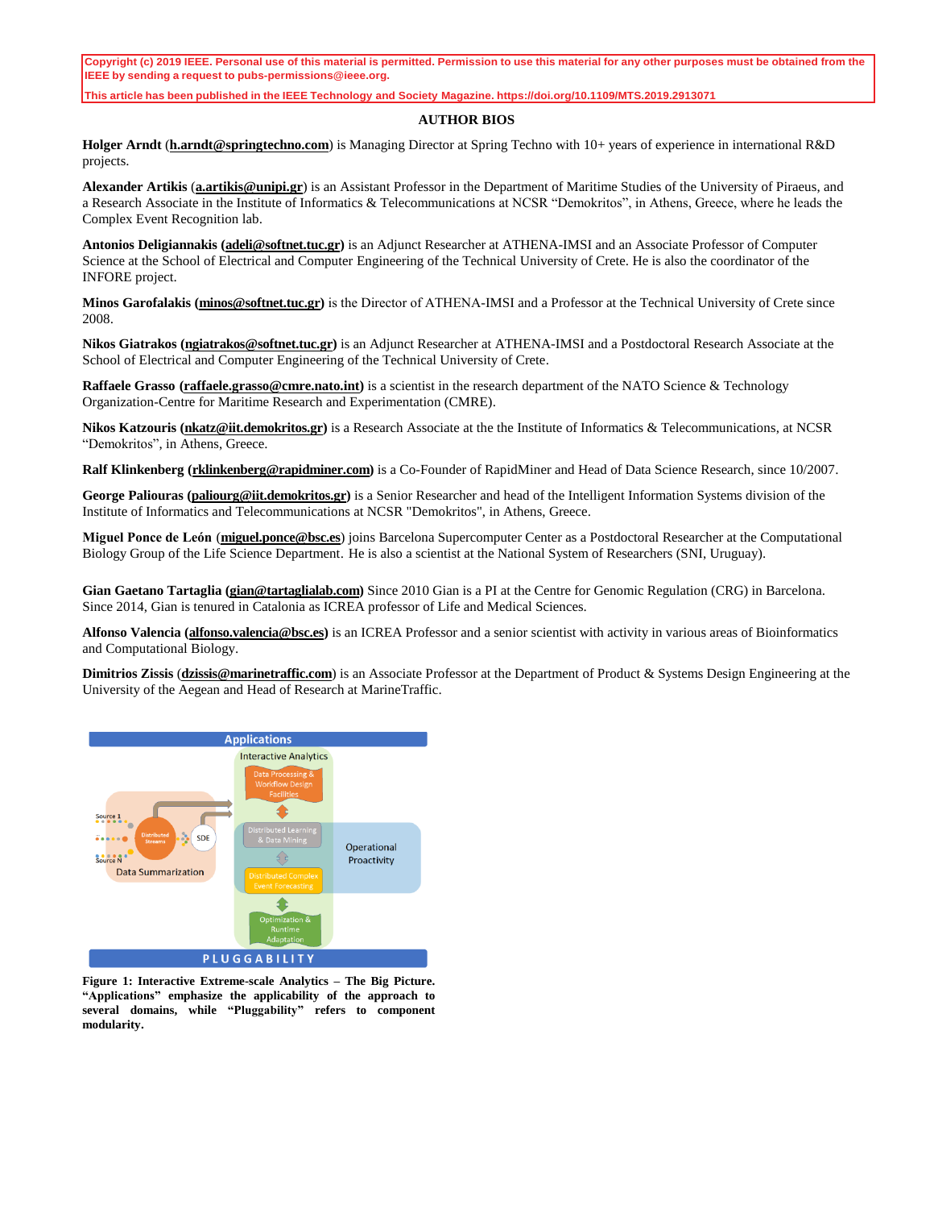Copyright (c) 2019 IEEE. Personal use of this material is permitted. Permission to use this material for any other purposes must be obtained from the IEEE by sending a request to pubs-permissions@ieee.org.

This article has been published in the IEEE Technology and Society Magazine. https://doi.org/10.1109/MTS.2019.2913071

## AUTHOR BIOS

**Holger Arndt** (**h.arndt@springtechno.com**) is Managing Director at Spring Techno with 10+ years of experience in international R&D projects.

**Alexander Artikis** (**a.artikis@unipi.gr**) is an Assistant Professor in the Department of Maritime Studies of the University of Piraeus, and a Research Associate in the Institute of Informatics & Telecommunications at NCSR "Demokritos", in Athens, Greece, where he leads the Complex Event Recognition lab.

**Antonios Deligiannakis (adeli@softnet.tuc.gr)** is an Adjunct Researcher at ATHENA-IMSI and an Associate Professor of Computer Science at the School of Electrical and Computer Engineering of the Technical University of Crete. He is also the coordinator of the INFORE project.

**Minos Garofalakis (minos@softnet.tuc.gr)** is the Director of ATHENA-IMSI and a Professor at the Technical University of Crete since 2008.

**Nikos Giatrakos (ngiatrakos@softnet.tuc.gr)** is an Adjunct Researcher at ATHENA-IMSI and a Postdoctoral Research Associate at the School of Electrical and Computer Engineering of the Technical University of Crete.

**Raffaele Grasso (raffaele.grasso@cmre.nato.int)** is a scientist in the research department of the NATO Science & Technology Organization-Centre for Maritime Research and Experimentation (CMRE).

**Nikos Katzouris (nkatz@iit.demokritos.gr)** is a Research Associate at the the Institute of Informatics & Telecommunications, at NCSR "Demokritos", in Athens, Greece.

**Ralf Klinkenberg (rklinkenberg@rapidminer.com)** is a Co-Founder of RapidMiner and Head of Data Science Research, since 10/2007.

**George Paliouras (paliourg@iit.demokritos.gr)** is a Senior Researcher and head of the Intelligent Information Systems division of the Institute of Informatics and Telecommunications at NCSR "Demokritos", in Athens, Greece.

**Miguel Ponce de León** (**miguel.ponce@bsc.es**) joins Barcelona Supercomputer Center as a Postdoctoral Researcher at the Computational Biology Group of the Life Science Department. He is also a scientist at the National System of Researchers (SNI, Uruguay).

**Gian Gaetano Tartaglia (gian@tartaglialab.com)** Since 2010 Gian is a PI at the Centre for Genomic Regulation (CRG) in Barcelona. Since 2014, Gian is tenured in Catalonia as ICREA professor of Life and Medical Sciences.

**Alfonso Valencia (alfonso.valencia@bsc.es)** is an ICREA Professor and a senior scientist with activity in various areas of Bioinformatics and Computational Biology.

**Dimitrios Zissis** (**dzissis@marinetraffic.com**) is an Associate Professor at the Department of Product & Systems Design Engineering at the University of the Aegean and Head of Research at MarineTraffic.

**Figure 1: Interactive Extreme-scale Analytics – The Big Picture. "Applications" emphasize the applicability of the approach to several domains, while "Pluggability" refers to component modularity.**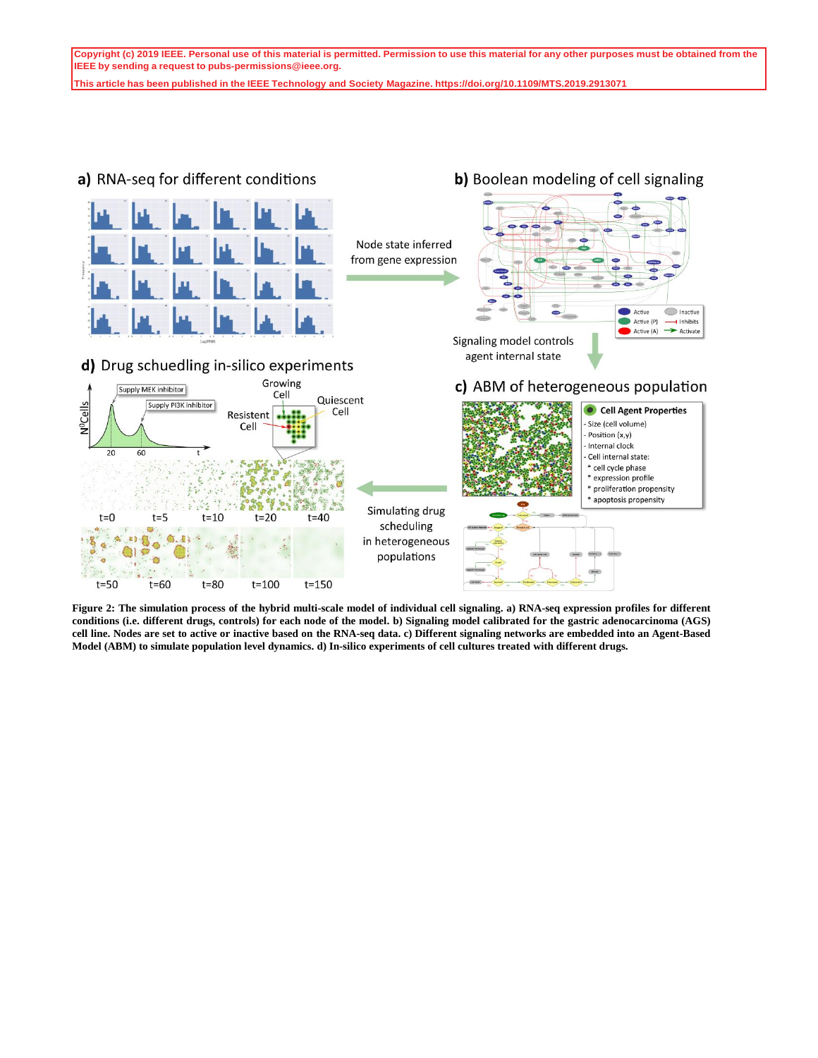Copyright (c) 2019 IEEE. Personal use of this material is permitted. Permission to use this material for any other purposes must be obtained from the IEEE by sending a request to pubs-permissions@ieee.org.

This article has been published in the IEEE Technology and Society Magazine. https://doi.org/10.1109/MTS.2019.2913071

a) RNA-seq for different conditions

b) Boolean modeling of cell signaling

Node state inferred from gene expression

Active Inactive
Active (P) Inhibits
Active (A) Activate

Signaling model controls agent internal state

c) ABM of heterogeneous population

Cell Agent Properties
- Size (cell volume)
- Position (x,y)
- Internal clock
- Cell internal state:
* cell cycle phase
* expression profile
* proliferation propensity
* apoptosis propensity

d) Drug schuedling in-silico experiments

Supply MEK inhibitor
Supply PI3K inhibitor
N°Cells
20 60 t

Growing Cell
Quiescent Cell
Resistent Cell

t=0 t=5 t=10 t=20 t=40
t=50 t=60 t=80 t=100 t=150

Simulating drug scheduling in heterogeneous populations

**Figure 2: The simulation process of the hybrid multi-scale model of individual cell signaling. a) RNA-seq expression profiles for different conditions (i.e. different drugs, controls) for each node of the model. b) Signaling model calibrated for the gastric adenocarcinoma (AGS) cell line. Nodes are set to active or inactive based on the RNA-seq data. c) Different signaling networks are embedded into an Agent-Based Model (ABM) to simulate population level dynamics. d) In-silico experiments of cell cultures treated with different drugs.**